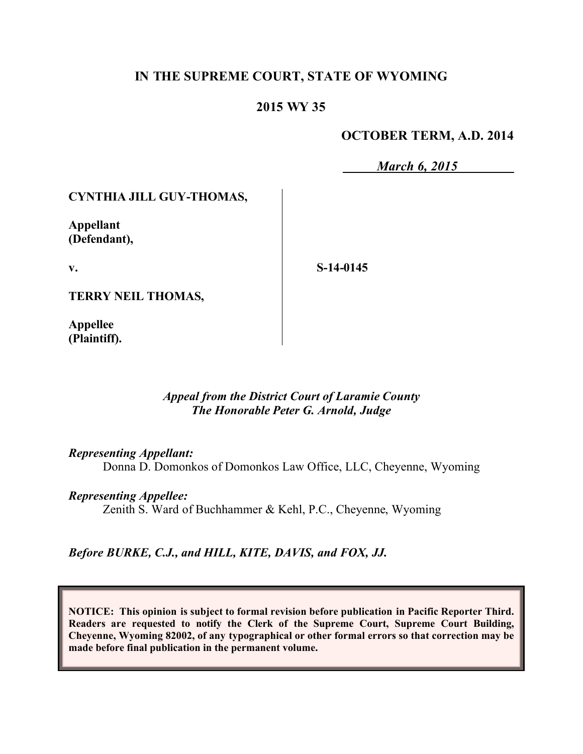**IN THE SUPREME COURT, STATE OF WYOMING**

**2015 WY 35**

**OCTOBER TERM, A.D. 2014**

***March 6, 2015***

**CYNTHIA JILL GUY-THOMAS,**

**Appellant (Defendant),**

**v.**

**TERRY NEIL THOMAS,**

**Appellee (Plaintiff).**

**S-14-0145**

*Appeal from the District Court of Laramie County*
*The Honorable Peter G. Arnold, Judge*

*Representing Appellant:*
Donna D. Domonkos of Domonkos Law Office, LLC, Cheyenne, Wyoming

*Representing Appellee:*
Zenith S. Ward of Buchhammer & Kehl, P.C., Cheyenne, Wyoming

*Before BURKE, C.J., and HILL, KITE, DAVIS, and FOX, JJ.*

**NOTICE: This opinion is subject to formal revision before publication in Pacific Reporter Third. Readers are requested to notify the Clerk of the Supreme Court, Supreme Court Building, Cheyenne, Wyoming 82002, of any typographical or other formal errors so that correction may be made before final publication in the permanent volume.**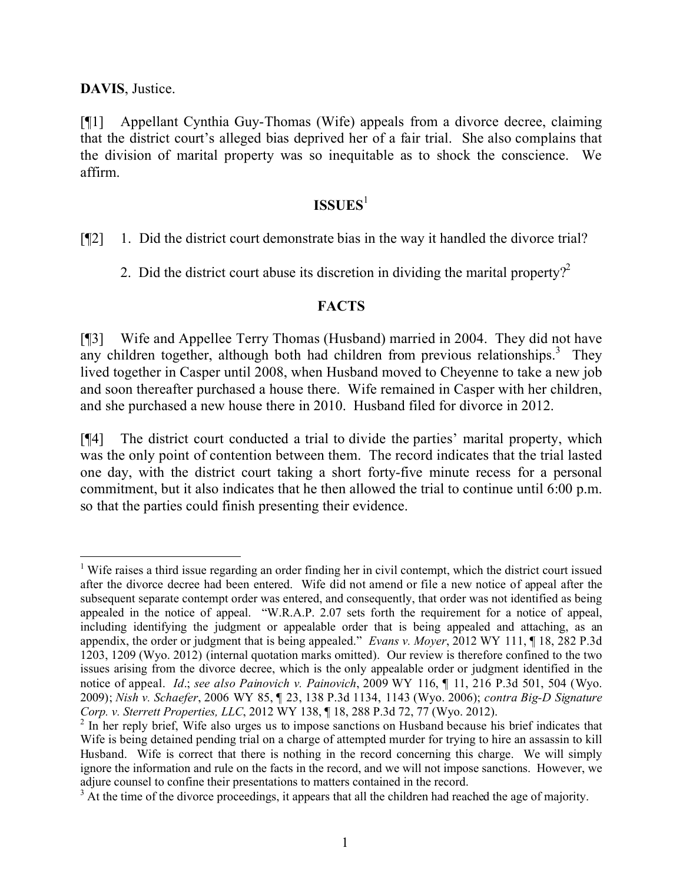**DAVIS**, Justice.

[¶1] Appellant Cynthia Guy-Thomas (Wife) appeals from a divorce decree, claiming that the district court's alleged bias deprived her of a fair trial. She also complains that the division of marital property was so inequitable as to shock the conscience. We affirm.

## ISSUES[1]

[¶2] 1. Did the district court demonstrate bias in the way it handled the divorce trial?

2. Did the district court abuse its discretion in dividing the marital property?[2]

## FACTS

[¶3] Wife and Appellee Terry Thomas (Husband) married in 2004. They did not have any children together, although both had children from previous relationships.[3] They lived together in Casper until 2008, when Husband moved to Cheyenne to take a new job and soon thereafter purchased a house there. Wife remained in Casper with her children, and she purchased a new house there in 2010. Husband filed for divorce in 2012.

[¶4] The district court conducted a trial to divide the parties' marital property, which was the only point of contention between them. The record indicates that the trial lasted one day, with the district court taking a short forty-five minute recess for a personal commitment, but it also indicates that he then allowed the trial to continue until 6:00 p.m. so that the parties could finish presenting their evidence.

---

[1] Wife raises a third issue regarding an order finding her in civil contempt, which the district court issued after the divorce decree had been entered. Wife did not amend or file a new notice of appeal after the subsequent separate contempt order was entered, and consequently, that order was not identified as being appealed in the notice of appeal. "W.R.A.P. 2.07 sets forth the requirement for a notice of appeal, including identifying the judgment or appealable order that is being appealed and attaching, as an appendix, the order or judgment that is being appealed." *Evans v. Moyer*, 2012 WY 111, ¶ 18, 282 P.3d 1203, 1209 (Wyo. 2012) (internal quotation marks omitted). Our review is therefore confined to the two issues arising from the divorce decree, which is the only appealable order or judgment identified in the notice of appeal. *Id*.; *see also Painovich v. Painovich*, 2009 WY 116, ¶ 11, 216 P.3d 501, 504 (Wyo. 2009); *Nish v. Schaefer*, 2006 WY 85, ¶ 23, 138 P.3d 1134, 1143 (Wyo. 2006); *contra Big-D Signature Corp. v. Sterrett Properties, LLC*, 2012 WY 138, ¶ 18, 288 P.3d 72, 77 (Wyo. 2012).

[2] In her reply brief, Wife also urges us to impose sanctions on Husband because his brief indicates that Wife is being detained pending trial on a charge of attempted murder for trying to hire an assassin to kill Husband. Wife is correct that there is nothing in the record concerning this charge. We will simply ignore the information and rule on the facts in the record, and we will not impose sanctions. However, we adjure counsel to confine their presentations to matters contained in the record.

[3] At the time of the divorce proceedings, it appears that all the children had reached the age of majority.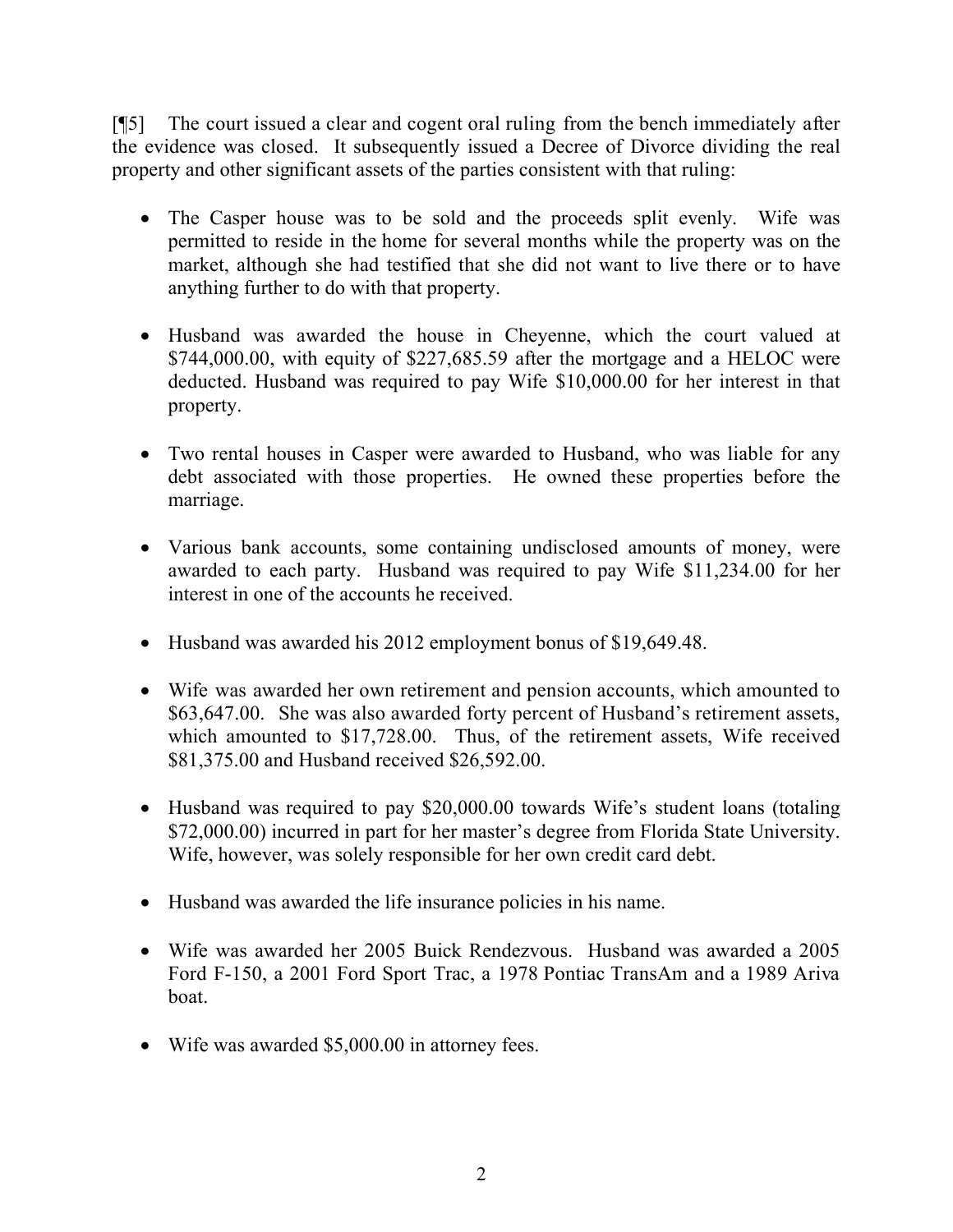[¶5] The court issued a clear and cogent oral ruling from the bench immediately after the evidence was closed. It subsequently issued a Decree of Divorce dividing the real property and other significant assets of the parties consistent with that ruling:

- The Casper house was to be sold and the proceeds split evenly. Wife was permitted to reside in the home for several months while the property was on the market, although she had testified that she did not want to live there or to have anything further to do with that property.

- Husband was awarded the house in Cheyenne, which the court valued at $744,000.00, with equity of $227,685.59 after the mortgage and a HELOC were deducted. Husband was required to pay Wife $10,000.00 for her interest in that property.

- Two rental houses in Casper were awarded to Husband, who was liable for any debt associated with those properties. He owned these properties before the marriage.

- Various bank accounts, some containing undisclosed amounts of money, were awarded to each party. Husband was required to pay Wife $11,234.00 for her interest in one of the accounts he received.

- Husband was awarded his 2012 employment bonus of $19,649.48.

- Wife was awarded her own retirement and pension accounts, which amounted to $63,647.00. She was also awarded forty percent of Husband's retirement assets, which amounted to $17,728.00. Thus, of the retirement assets, Wife received $81,375.00 and Husband received $26,592.00.

- Husband was required to pay $20,000.00 towards Wife's student loans (totaling $72,000.00) incurred in part for her master's degree from Florida State University. Wife, however, was solely responsible for her own credit card debt.

- Husband was awarded the life insurance policies in his name.

- Wife was awarded her 2005 Buick Rendezvous. Husband was awarded a 2005 Ford F-150, a 2001 Ford Sport Trac, a 1978 Pontiac TransAm and a 1989 Ariva boat.

- Wife was awarded $5,000.00 in attorney fees.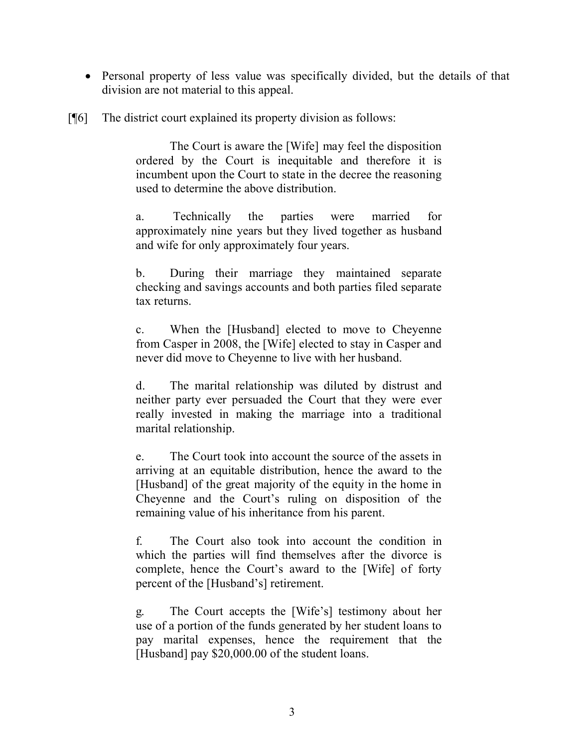- Personal property of less value was specifically divided, but the details of that division are not material to this appeal.

[¶6] The district court explained its property division as follows:

> The Court is aware the [Wife] may feel the disposition ordered by the Court is inequitable and therefore it is incumbent upon the Court to state in the decree the reasoning used to determine the above distribution.
>
> a. Technically the parties were married for approximately nine years but they lived together as husband and wife for only approximately four years.
>
> b. During their marriage they maintained separate checking and savings accounts and both parties filed separate tax returns.
>
> c. When the [Husband] elected to move to Cheyenne from Casper in 2008, the [Wife] elected to stay in Casper and never did move to Cheyenne to live with her husband.
>
> d. The marital relationship was diluted by distrust and neither party ever persuaded the Court that they were ever really invested in making the marriage into a traditional marital relationship.
>
> e. The Court took into account the source of the assets in arriving at an equitable distribution, hence the award to the [Husband] of the great majority of the equity in the home in Cheyenne and the Court's ruling on disposition of the remaining value of his inheritance from his parent.
>
> f. The Court also took into account the condition in which the parties will find themselves after the divorce is complete, hence the Court's award to the [Wife] of forty percent of the [Husband's] retirement.
>
> g. The Court accepts the [Wife's] testimony about her use of a portion of the funds generated by her student loans to pay marital expenses, hence the requirement that the [Husband] pay $20,000.00 of the student loans.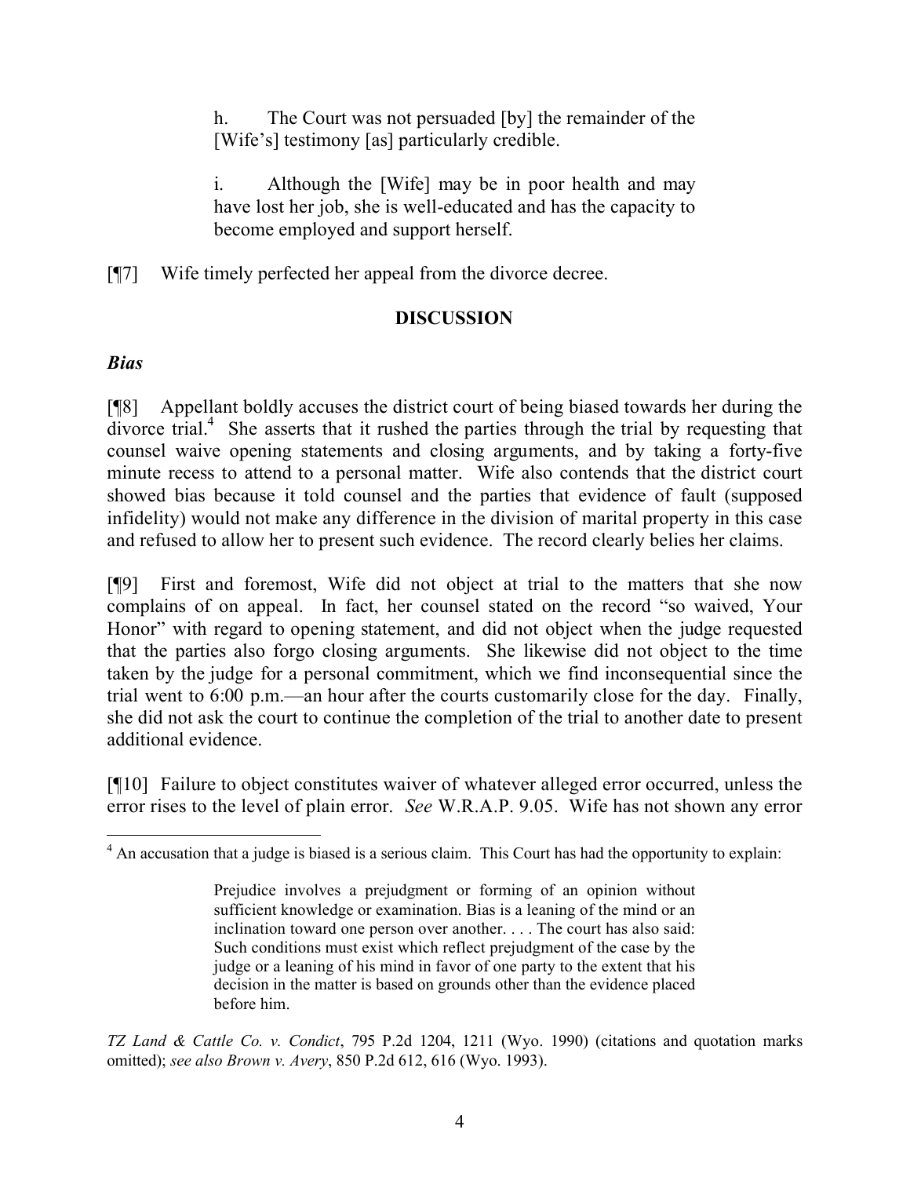h. The Court was not persuaded [by] the remainder of the [Wife's] testimony [as] particularly credible.

i. Although the [Wife] may be in poor health and may have lost her job, she is well-educated and has the capacity to become employed and support herself.

[¶7] Wife timely perfected her appeal from the divorce decree.

## DISCUSSION

### *Bias*

[¶8] Appellant boldly accuses the district court of being biased towards her during the divorce trial.[4] She asserts that it rushed the parties through the trial by requesting that counsel waive opening statements and closing arguments, and by taking a forty-five minute recess to attend to a personal matter. Wife also contends that the district court showed bias because it told counsel and the parties that evidence of fault (supposed infidelity) would not make any difference in the division of marital property in this case and refused to allow her to present such evidence. The record clearly belies her claims.

[¶9] First and foremost, Wife did not object at trial to the matters that she now complains of on appeal. In fact, her counsel stated on the record "so waived, Your Honor" with regard to opening statement, and did not object when the judge requested that the parties also forgo closing arguments. She likewise did not object to the time taken by the judge for a personal commitment, which we find inconsequential since the trial went to 6:00 p.m.—an hour after the courts customarily close for the day. Finally, she did not ask the court to continue the completion of the trial to another date to present additional evidence.

[¶10] Failure to object constitutes waiver of whatever alleged error occurred, unless the error rises to the level of plain error. *See* W.R.A.P. 9.05. Wife has not shown any error

---

[4] An accusation that a judge is biased is a serious claim. This Court has had the opportunity to explain:

> Prejudice involves a prejudgment or forming of an opinion without sufficient knowledge or examination. Bias is a leaning of the mind or an inclination toward one person over another. . . . The court has also said: Such conditions must exist which reflect prejudgment of the case by the judge or a leaning of his mind in favor of one party to the extent that his decision in the matter is based on grounds other than the evidence placed before him.

*TZ Land & Cattle Co. v. Condict*, 795 P.2d 1204, 1211 (Wyo. 1990) (citations and quotation marks omitted); *see also Brown v. Avery*, 850 P.2d 612, 616 (Wyo. 1993).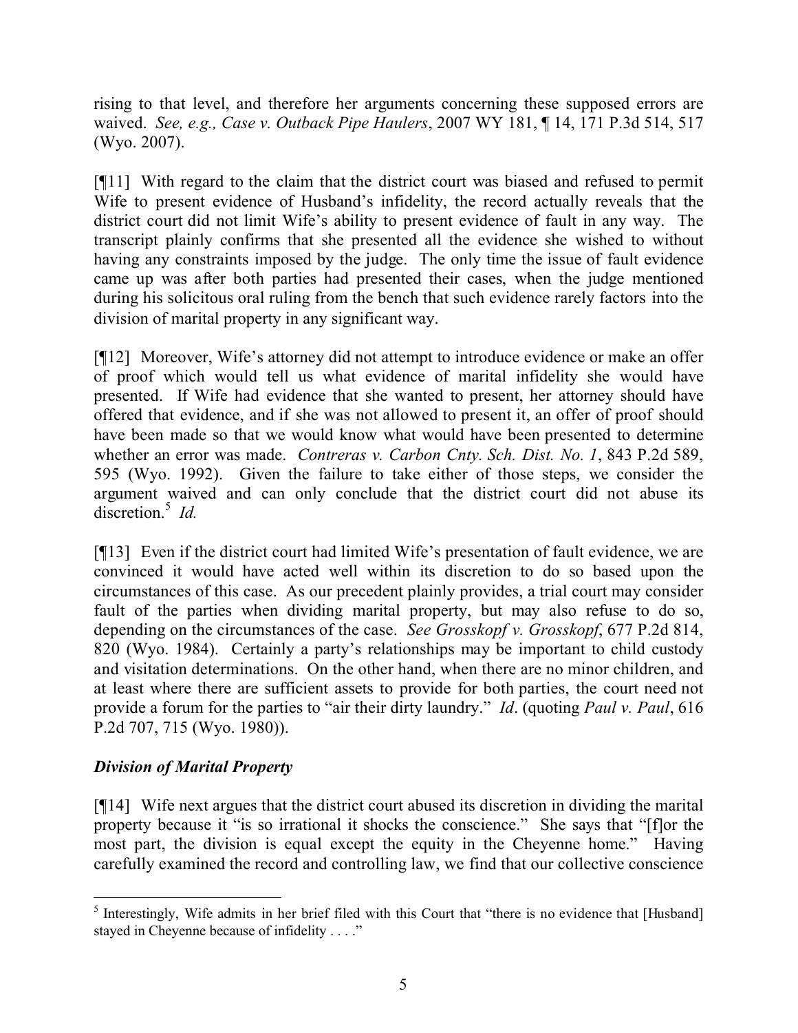rising to that level, and therefore her arguments concerning these supposed errors are waived. *See, e.g., Case v. Outback Pipe Haulers*, 2007 WY 181, ¶ 14, 171 P.3d 514, 517 (Wyo. 2007).

[¶11] With regard to the claim that the district court was biased and refused to permit Wife to present evidence of Husband's infidelity, the record actually reveals that the district court did not limit Wife's ability to present evidence of fault in any way. The transcript plainly confirms that she presented all the evidence she wished to without having any constraints imposed by the judge. The only time the issue of fault evidence came up was after both parties had presented their cases, when the judge mentioned during his solicitous oral ruling from the bench that such evidence rarely factors into the division of marital property in any significant way.

[¶12] Moreover, Wife's attorney did not attempt to introduce evidence or make an offer of proof which would tell us what evidence of marital infidelity she would have presented. If Wife had evidence that she wanted to present, her attorney should have offered that evidence, and if she was not allowed to present it, an offer of proof should have been made so that we would know what would have been presented to determine whether an error was made. *Contreras v. Carbon Cnty. Sch. Dist. No. 1*, 843 P.2d 589, 595 (Wyo. 1992). Given the failure to take either of those steps, we consider the argument waived and can only conclude that the district court did not abuse its discretion.[5] *Id.*

[¶13] Even if the district court had limited Wife's presentation of fault evidence, we are convinced it would have acted well within its discretion to do so based upon the circumstances of this case. As our precedent plainly provides, a trial court may consider fault of the parties when dividing marital property, but may also refuse to do so, depending on the circumstances of the case. *See Grosskopf v. Grosskopf*, 677 P.2d 814, 820 (Wyo. 1984). Certainly a party's relationships may be important to child custody and visitation determinations. On the other hand, when there are no minor children, and at least where there are sufficient assets to provide for both parties, the court need not provide a forum for the parties to "air their dirty laundry." *Id*. (quoting *Paul v. Paul*, 616 P.2d 707, 715 (Wyo. 1980)).

### *Division of Marital Property*

[¶14] Wife next argues that the district court abused its discretion in dividing the marital property because it "is so irrational it shocks the conscience." She says that "[f]or the most part, the division is equal except the equity in the Cheyenne home." Having carefully examined the record and controlling law, we find that our collective conscience

---

[5] Interestingly, Wife admits in her brief filed with this Court that "there is no evidence that [Husband] stayed in Cheyenne because of infidelity . . . ."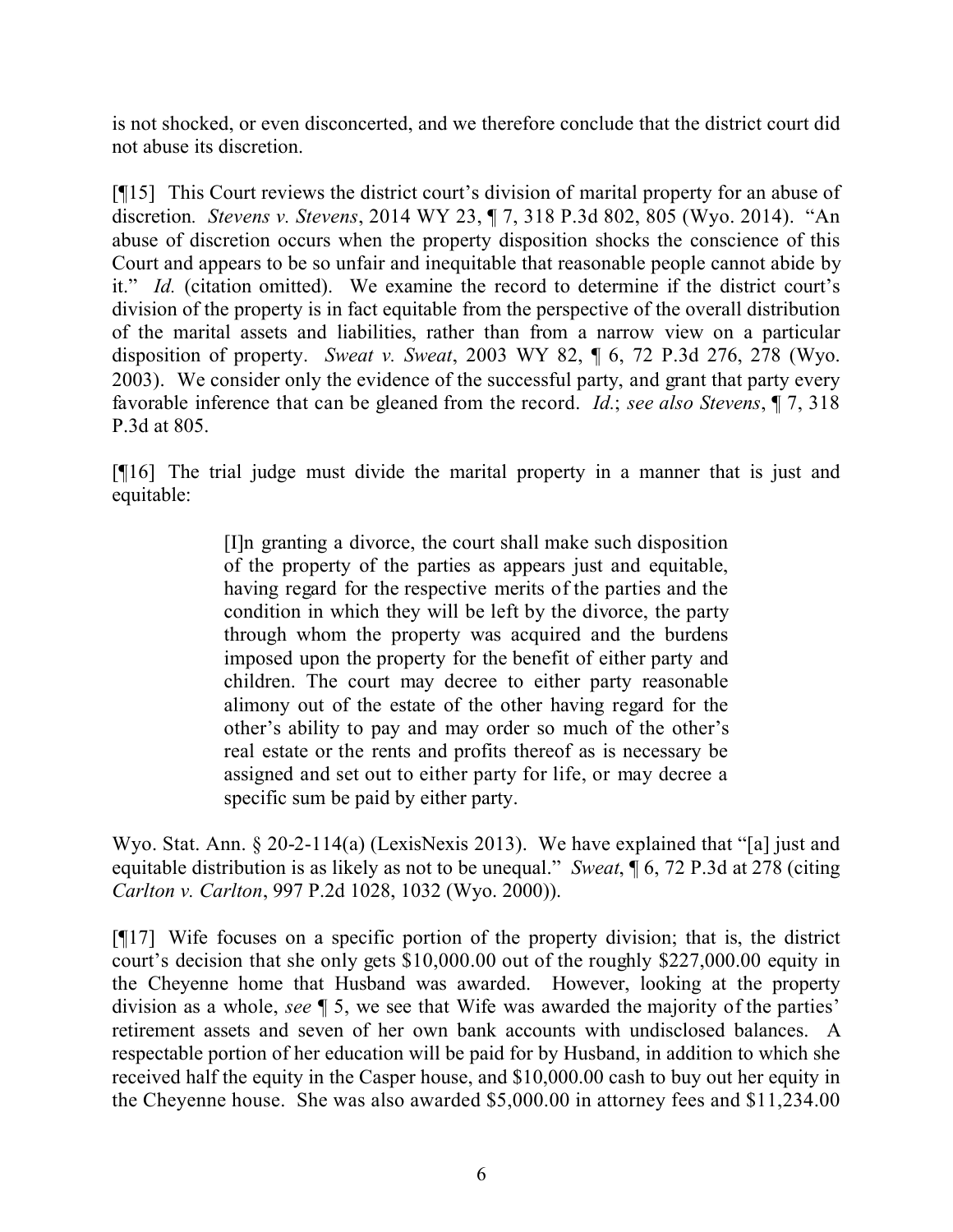is not shocked, or even disconcerted, and we therefore conclude that the district court did not abuse its discretion.

[¶15] This Court reviews the district court's division of marital property for an abuse of discretion. *Stevens v. Stevens*, 2014 WY 23, ¶ 7, 318 P.3d 802, 805 (Wyo. 2014). "An abuse of discretion occurs when the property disposition shocks the conscience of this Court and appears to be so unfair and inequitable that reasonable people cannot abide by it." *Id.* (citation omitted). We examine the record to determine if the district court's division of the property is in fact equitable from the perspective of the overall distribution of the marital assets and liabilities, rather than from a narrow view on a particular disposition of property. *Sweat v. Sweat*, 2003 WY 82, ¶ 6, 72 P.3d 276, 278 (Wyo. 2003). We consider only the evidence of the successful party, and grant that party every favorable inference that can be gleaned from the record. *Id.*; *see also Stevens*, ¶ 7, 318 P.3d at 805.

[¶16] The trial judge must divide the marital property in a manner that is just and equitable:

> [I]n granting a divorce, the court shall make such disposition of the property of the parties as appears just and equitable, having regard for the respective merits of the parties and the condition in which they will be left by the divorce, the party through whom the property was acquired and the burdens imposed upon the property for the benefit of either party and children. The court may decree to either party reasonable alimony out of the estate of the other having regard for the other's ability to pay and may order so much of the other's real estate or the rents and profits thereof as is necessary be assigned and set out to either party for life, or may decree a specific sum be paid by either party.

Wyo. Stat. Ann. § 20-2-114(a) (LexisNexis 2013). We have explained that "[a] just and equitable distribution is as likely as not to be unequal." *Sweat*, ¶ 6, 72 P.3d at 278 (citing *Carlton v. Carlton*, 997 P.2d 1028, 1032 (Wyo. 2000)).

[¶17] Wife focuses on a specific portion of the property division; that is, the district court's decision that she only gets $10,000.00 out of the roughly $227,000.00 equity in the Cheyenne home that Husband was awarded. However, looking at the property division as a whole, *see* ¶ 5, we see that Wife was awarded the majority of the parties' retirement assets and seven of her own bank accounts with undisclosed balances. A respectable portion of her education will be paid for by Husband, in addition to which she received half the equity in the Casper house, and $10,000.00 cash to buy out her equity in the Cheyenne house. She was also awarded $5,000.00 in attorney fees and $11,234.00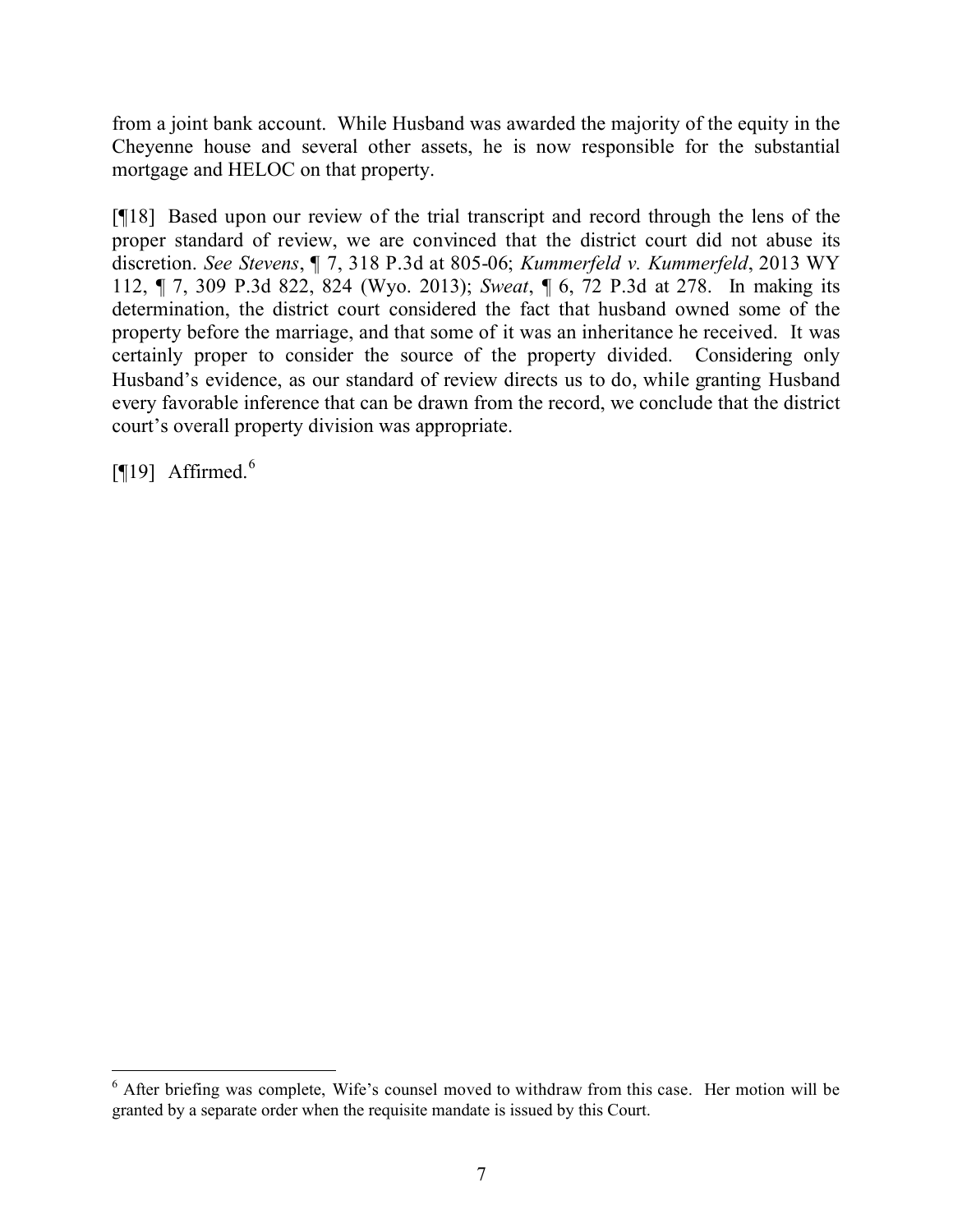from a joint bank account. While Husband was awarded the majority of the equity in the Cheyenne house and several other assets, he is now responsible for the substantial mortgage and HELOC on that property.

[¶18] Based upon our review of the trial transcript and record through the lens of the proper standard of review, we are convinced that the district court did not abuse its discretion. *See Stevens*, ¶ 7, 318 P.3d at 805-06; *Kummerfeld v. Kummerfeld*, 2013 WY 112, ¶ 7, 309 P.3d 822, 824 (Wyo. 2013); *Sweat*, ¶ 6, 72 P.3d at 278. In making its determination, the district court considered the fact that husband owned some of the property before the marriage, and that some of it was an inheritance he received. It was certainly proper to consider the source of the property divided. Considering only Husband's evidence, as our standard of review directs us to do, while granting Husband every favorable inference that can be drawn from the record, we conclude that the district court's overall property division was appropriate.

[¶19] Affirmed.[6]

---

[6] After briefing was complete, Wife's counsel moved to withdraw from this case. Her motion will be granted by a separate order when the requisite mandate is issued by this Court.